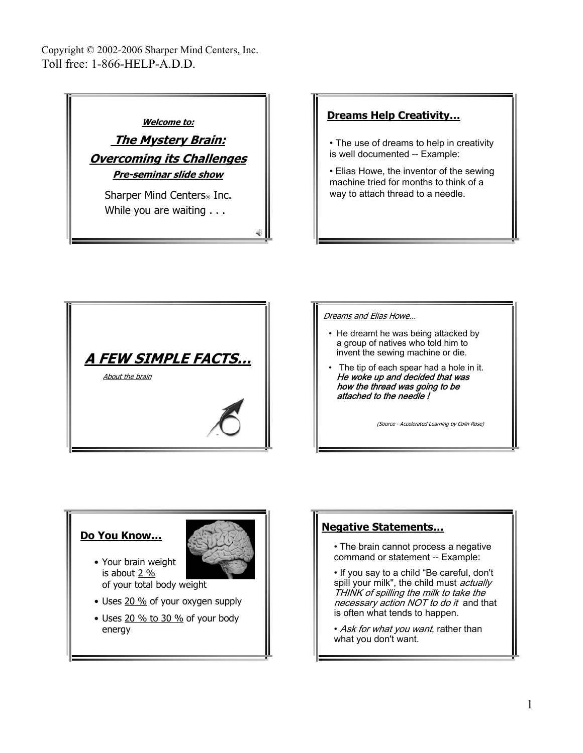Copyright © 2002-2006 Sharper Mind Centers, Inc.
Toll free: 1-866-HELP-A.D.D.

***Welcome to:***

# ***The Mystery Brain: Overcoming its Challenges***

***Pre-seminar slide show***

Sharper Mind Centers® Inc.
While you are waiting . . .

## Dreams Help Creativity…

- The use of dreams to help in creativity is well documented -- Example:
- Elias Howe, the inventor of the sewing machine tried for months to think of a way to attach thread to a needle.

## *A FEW SIMPLE FACTS…*

*About the brain*

*Dreams and Elias Howe…*

- He dreamt he was being attacked by a group of natives who told him to invent the sewing machine or die.
- The tip of each spear had a hole in it. ***He woke up and decided that was how the thread was going to be attached to the needle !***

*(Source - Accelerated Learning by Colin Rose)*

## Do You Know…

- Your brain weight is about 2 % of your total body weight
- Uses 20 % of your oxygen supply
- Uses 20 % to 30 % of your body energy

## Negative Statements…

- The brain cannot process a negative command or statement -- Example:
- If you say to a child "Be careful, don't spill your milk", the child must *actually THINK of spilling the milk to take the necessary action NOT to do it* and that is often what tends to happen.
- *Ask for what you want*, rather than what you don't want.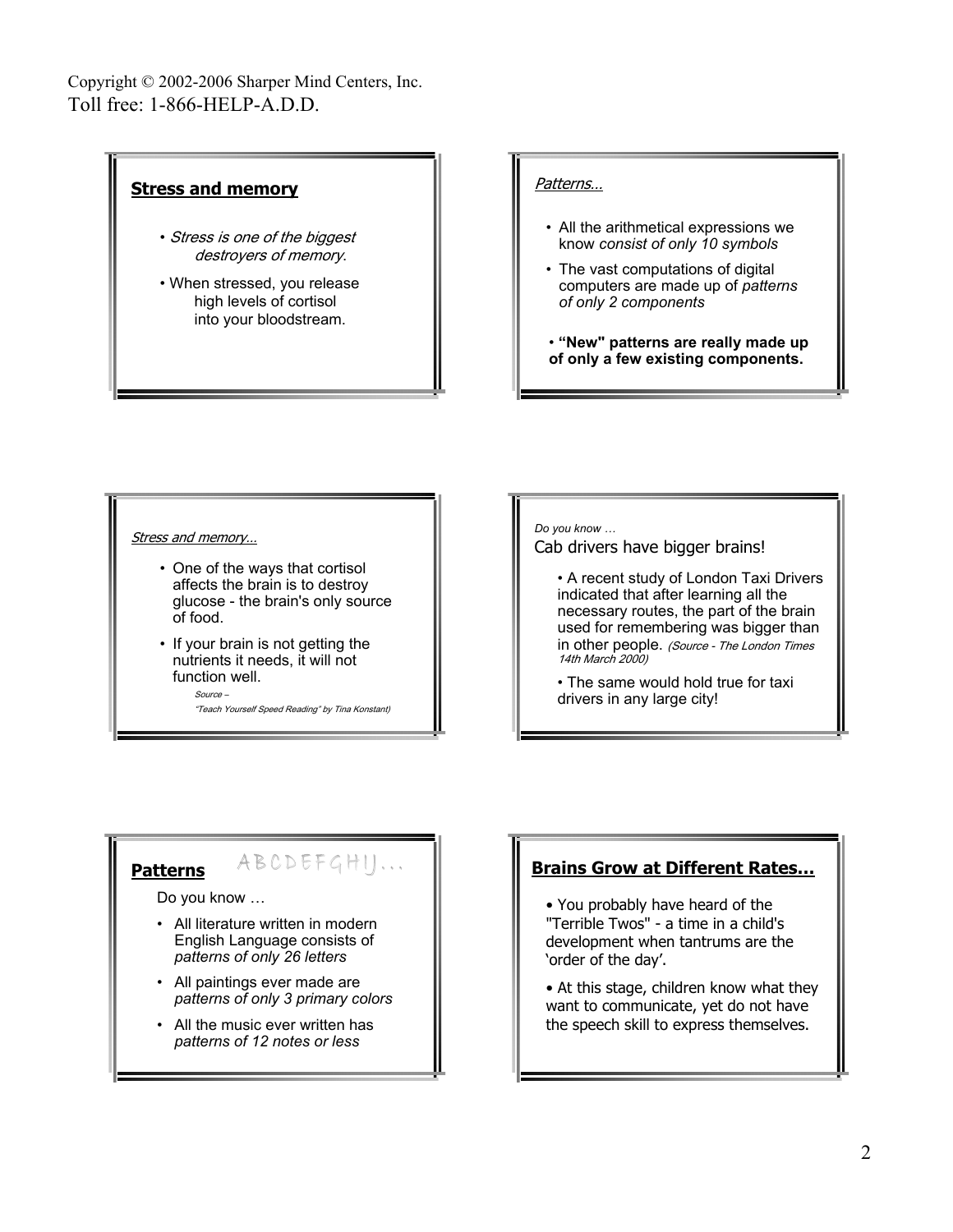Copyright © 2002-2006 Sharper Mind Centers, Inc.
Toll free: 1-866-HELP-A.D.D.

## Stress and memory

- *Stress is one of the biggest destroyers of memory.*
- When stressed, you release high levels of cortisol into your bloodstream.

## *Patterns…*

- All the arithmetical expressions we know *consist of only 10 symbols*
- The vast computations of digital computers are made up of *patterns of only 2 components*
- **"New" patterns are really made up of only a few existing components.**

## *Stress and memory…*

- One of the ways that cortisol affects the brain is to destroy glucose - the brain's only source of food.
- If your brain is not getting the nutrients it needs, it will not function well.

*Source – "Teach Yourself Speed Reading" by Tina Konstant)*

*Do you know …*

## Cab drivers have bigger brains!

- A recent study of London Taxi Drivers indicated that after learning all the necessary routes, the part of the brain used for remembering was bigger than in other people. *(Source - The London Times 14th March 2000)*
- The same would hold true for taxi drivers in any large city!

## Patterns

ABCDEFGHIJ…

Do you know …

- All literature written in modern English Language consists of *patterns of only 26 letters*
- All paintings ever made are *patterns of only 3 primary colors*
- All the music ever written has *patterns of 12 notes or less*

## Brains Grow at Different Rates…

- You probably have heard of the "Terrible Twos" - a time in a child's development when tantrums are the 'order of the day'.
- At this stage, children know what they want to communicate, yet do not have the speech skill to express themselves.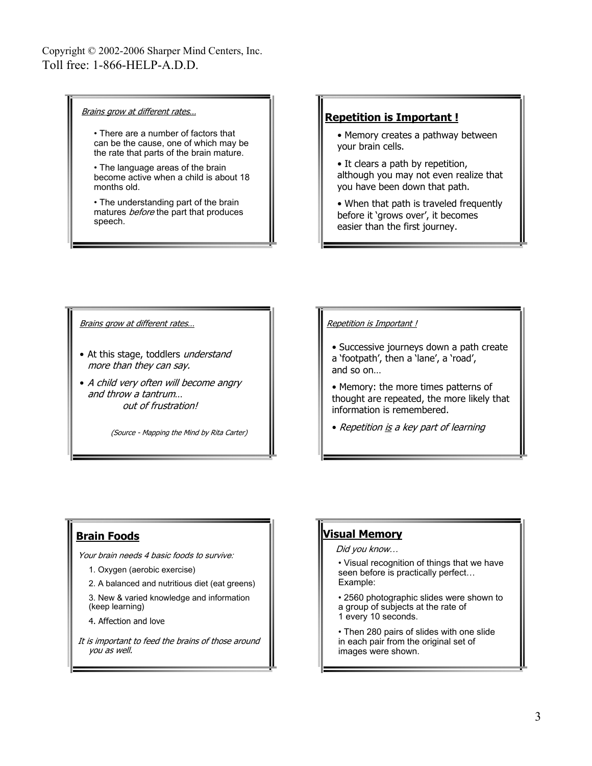Copyright © 2002-2006 Sharper Mind Centers, Inc.
Toll free: 1-866-HELP-A.D.D.

*Brains grow at different rates…*

- There are a number of factors that can be the cause, one of which may be the rate that parts of the brain mature.
- The language areas of the brain become active when a child is about 18 months old.
- The understanding part of the brain matures *before* the part that produces speech.

## Repetition is Important !

- Memory creates a pathway between your brain cells.
- It clears a path by repetition, although you may not even realize that you have been down that path.
- When that path is traveled frequently before it 'grows over', it becomes easier than the first journey.

*Brains grow at different rates…*

- At this stage, toddlers *understand more than they can say.*
- *A child very often will become angry and throw a tantrum… out of frustration!*

*(Source - Mapping the Mind by Rita Carter)*

*Repetition is Important !*

- Successive journeys down a path create a 'footpath', then a 'lane', a 'road', and so on…
- Memory: the more times patterns of thought are repeated, the more likely that information is remembered.
- *Repetition is a key part of learning*

## Brain Foods

*Your brain needs 4 basic foods to survive:*

1. Oxygen (aerobic exercise)
2. A balanced and nutritious diet (eat greens)
3. New & varied knowledge and information (keep learning)
4. Affection and love

*It is important to feed the brains of those around you as well.*

## Visual Memory

*Did you know…*

- Visual recognition of things that we have seen before is practically perfect… Example:
- 2560 photographic slides were shown to a group of subjects at the rate of 1 every 10 seconds.
- Then 280 pairs of slides with one slide in each pair from the original set of images were shown.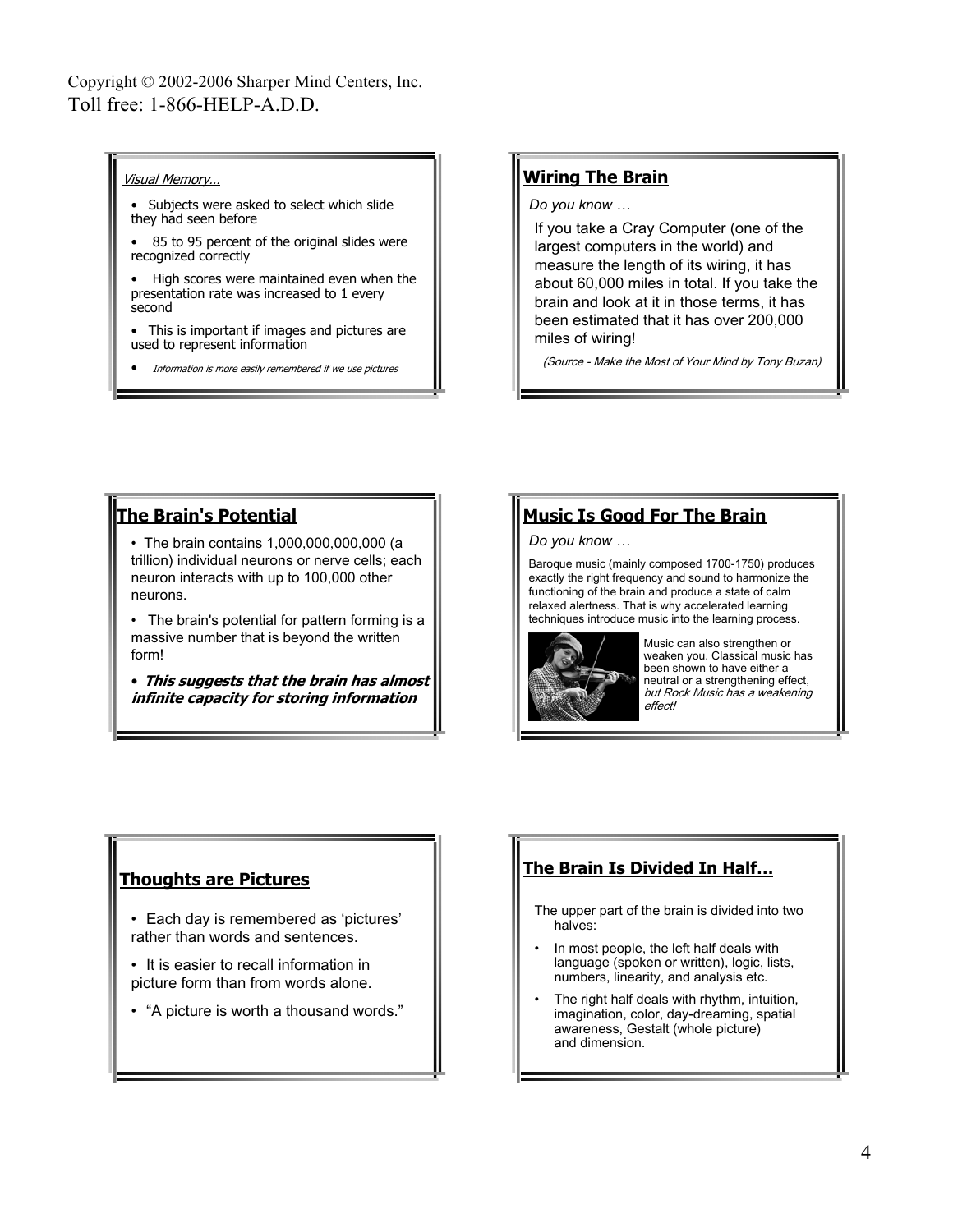Copyright © 2002-2006 Sharper Mind Centers, Inc.
Toll free: 1-866-HELP-A.D.D.

*Visual Memory…*

- Subjects were asked to select which slide they had seen before
- 85 to 95 percent of the original slides were recognized correctly
- High scores were maintained even when the presentation rate was increased to 1 every second
- This is important if images and pictures are used to represent information
- *Information is more easily remembered if we use pictures*

## Wiring The Brain

*Do you know …*

If you take a Cray Computer (one of the largest computers in the world) and measure the length of its wiring, it has about 60,000 miles in total. If you take the brain and look at it in those terms, it has been estimated that it has over 200,000 miles of wiring!

*(Source - Make the Most of Your Mind by Tony Buzan)*

## The Brain's Potential

- The brain contains 1,000,000,000,000 (a trillion) individual neurons or nerve cells; each neuron interacts with up to 100,000 other neurons.
- The brain's potential for pattern forming is a massive number that is beyond the written form!
- ***This suggests that the brain has almost infinite capacity for storing information***

## Music Is Good For The Brain

*Do you know …*

Baroque music (mainly composed 1700-1750) produces exactly the right frequency and sound to harmonize the functioning of the brain and produce a state of calm relaxed alertness. That is why accelerated learning techniques introduce music into the learning process.

Music can also strengthen or weaken you. Classical music has been shown to have either a neutral or a strengthening effect, *but Rock Music has a weakening effect!*

## Thoughts are Pictures

- Each day is remembered as 'pictures' rather than words and sentences.
- It is easier to recall information in picture form than from words alone.
- "A picture is worth a thousand words."

## The Brain Is Divided In Half…

The upper part of the brain is divided into two halves:

- In most people, the left half deals with language (spoken or written), logic, lists, numbers, linearity, and analysis etc.
- The right half deals with rhythm, intuition, imagination, color, day-dreaming, spatial awareness, Gestalt (whole picture) and dimension.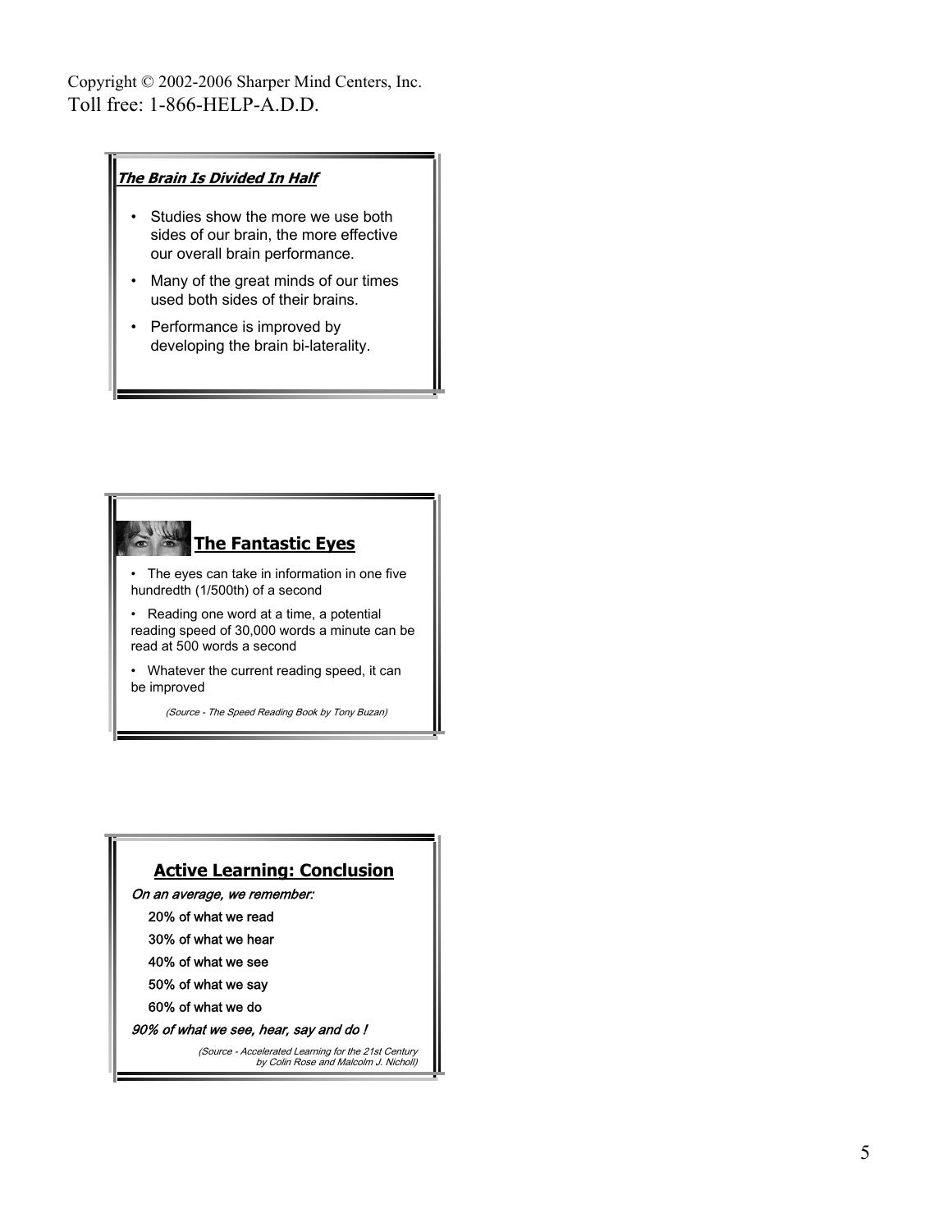Copyright © 2002-2006 Sharper Mind Centers, Inc.
Toll free: 1-866-HELP-A.D.D.

### *The Brain Is Divided In Half*

- Studies show the more we use both sides of our brain, the more effective our overall brain performance.
- Many of the great minds of our times used both sides of their brains.
- Performance is improved by developing the brain bi-laterality.

### The Fantastic Eyes

- The eyes can take in information in one five hundredth (1/500th) of a second
- Reading one word at a time, a potential reading speed of 30,000 words a minute can be read at 500 words a second
- Whatever the current reading speed, it can be improved

*(Source - The Speed Reading Book by Tony Buzan)*

### Active Learning: Conclusion

*On an average, we remember:*

**20% of what we read**

**30% of what we hear**

**40% of what we see**

**50% of what we say**

**60% of what we do**

***90% of what we see, hear, say and do !***

*(Source - Accelerated Learning for the 21st Century by Colin Rose and Malcolm J. Nicholl)*